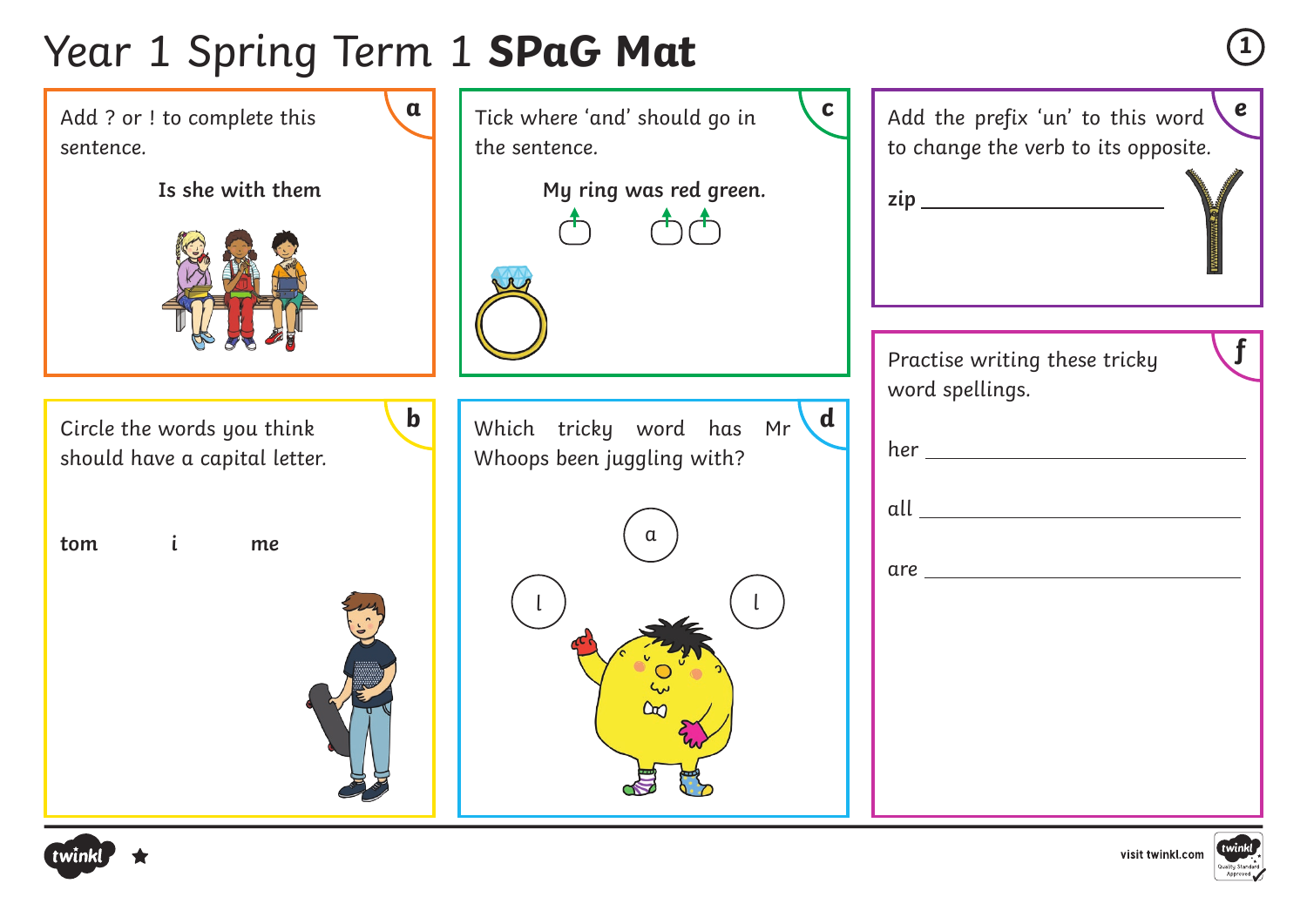# Year 1 Spring Term 1 **SPaG Mat**

## a

Add ? or ! to complete this sentence.

**Is she with them**

## b

Circle the words you think should have a capital letter.

**tom** **i** **me**

## c

Tick where 'and' should go in the sentence.

**My ring was red green.**

## d

Which tricky word has Mr Whoops been juggling with?

a l l

## e

Add the prefix 'un' to this word to change the verb to its opposite.

**zip** ____________________

## f

Practise writing these tricky word spellings.

her ____________________

all ____________________

are ____________________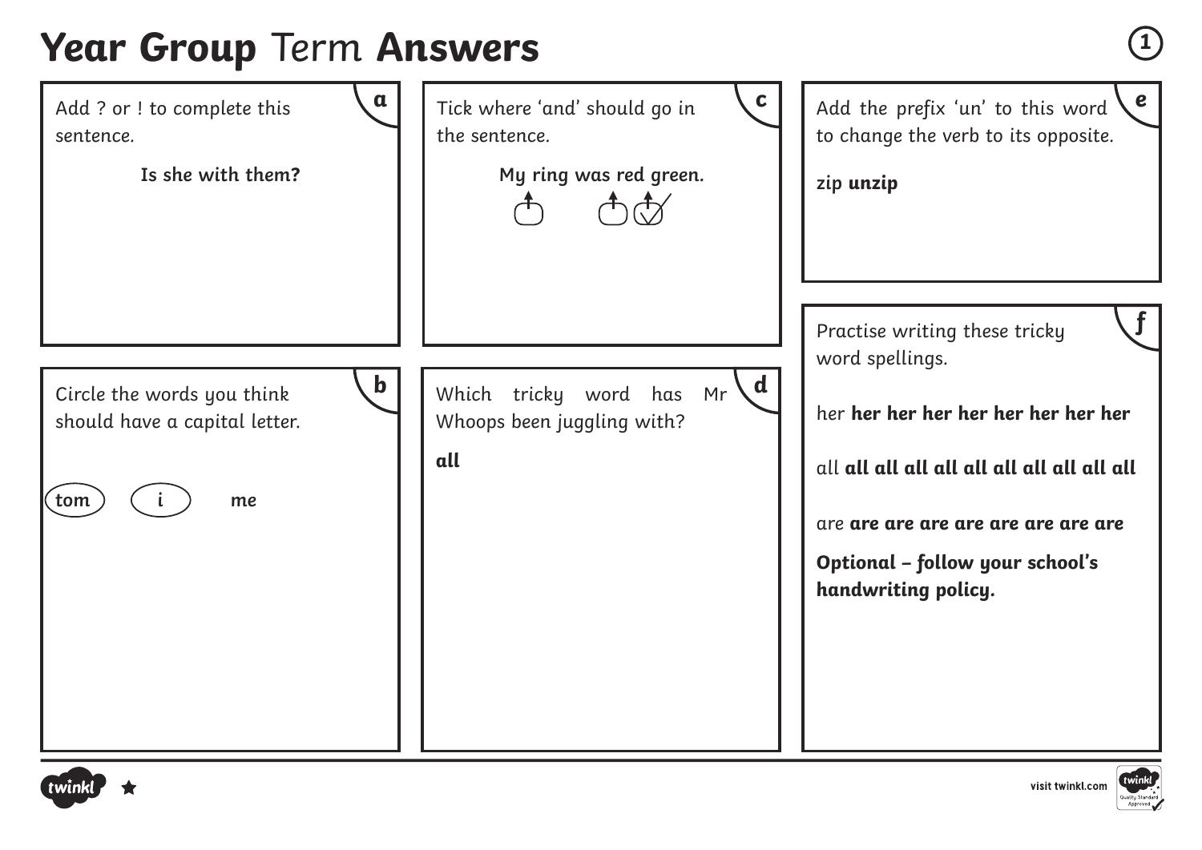# **Year Group** Term **Answers**

**a**

Add ? or ! to complete this sentence.

**Is she with them?**

**b**

Circle the words you think should have a capital letter.

(**tom**) (**i**) **me**

**c**

Tick where 'and' should go in the sentence.

**My ring was red green.**

☐ ☐ ☑ (tick between "red" and "green")

**d**

Which tricky word has Mr Whoops been juggling with?

**all**

**e**

Add the prefix 'un' to this word to change the verb to its opposite.

zip **unzip**

**f**

Practise writing these tricky word spellings.

her **her her her her her her her her**

all **all all all all all all all all all all**

are **are are are are are are are are**

**Optional – follow your school's handwriting policy.**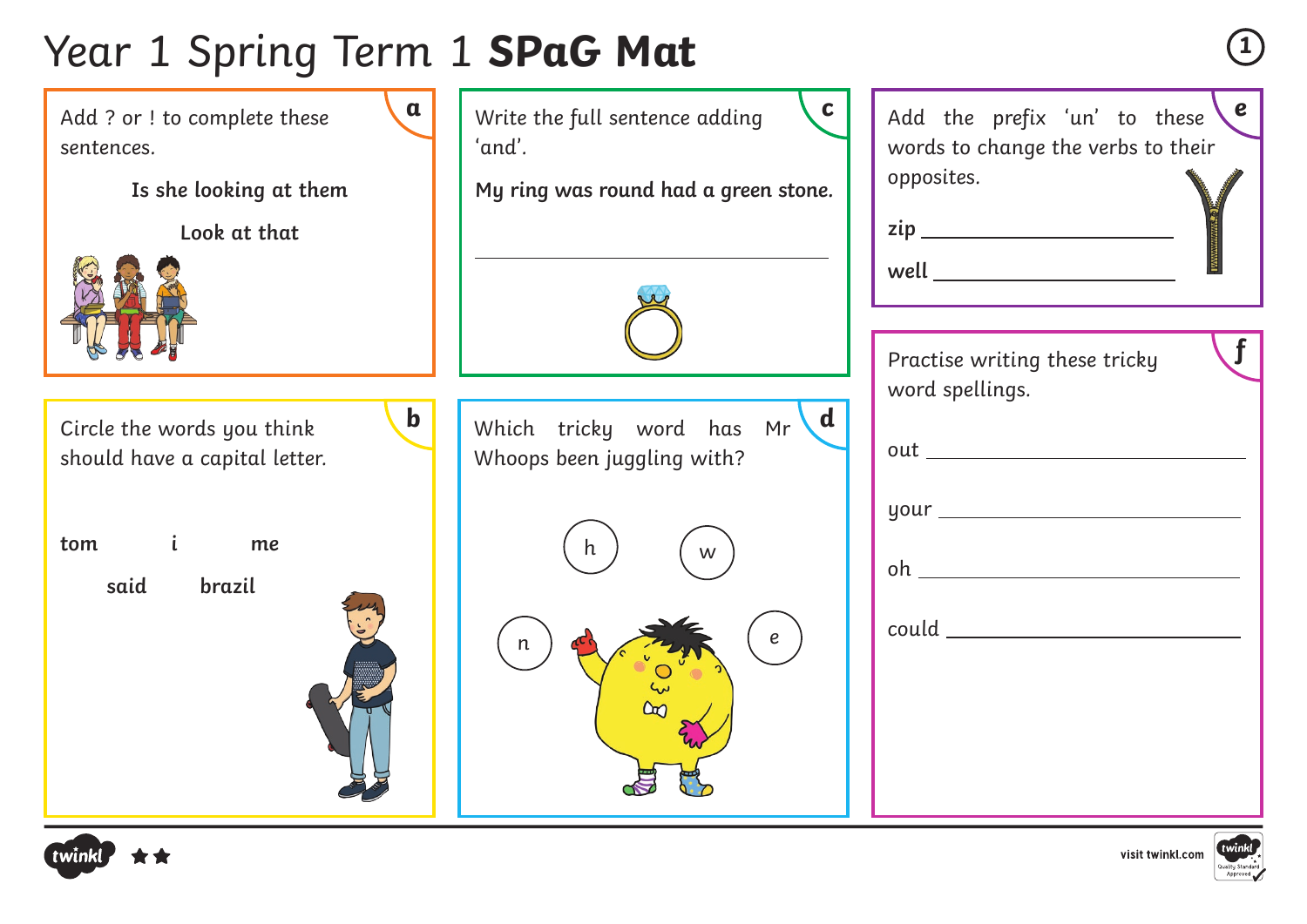# Year 1 Spring Term 1 **SPaG Mat**

## a

Add ? or ! to complete these sentences.

**Is she looking at them**

**Look at that**

## b

Circle the words you think should have a capital letter.

**tom** **i** **me**

**said** **brazil**

## c

Write the full sentence adding 'and'.

**My ring was round had a green stone.**

________________________________

## d

Which tricky word has Mr Whoops been juggling with?

h w n e

## e

Add the prefix 'un' to these words to change the verbs to their opposites.

**zip** ____________________

**well** ____________________

## f

Practise writing these tricky word spellings.

out ____________________

your ____________________

oh ____________________

could ____________________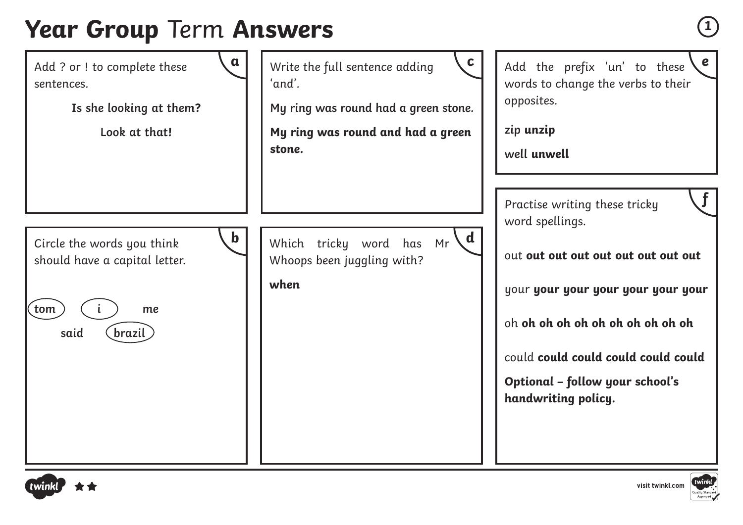# **Year Group** Term **Answers**

**a**

Add ? or ! to complete these sentences.

**Is she looking at them?**

**Look at that!**

**b**

Circle the words you think should have a capital letter.

(**tom**) (**i**) **me**

**said** (**brazil**)

**c**

Write the full sentence adding 'and'.

**My ring was round had a green stone.**

**My ring was round and had a green stone.**

**d**

Which tricky word has Mr Whoops been juggling with?

**when**

**e**

Add the prefix 'un' to these words to change the verbs to their opposites.

zip **unzip**

well **unwell**

**f**

Practise writing these tricky word spellings.

out **out out out out out out out**

your **your your your your your your**

oh **oh oh oh oh oh oh oh oh oh**

could **could could could could could**

**Optional – follow your school's handwriting policy.**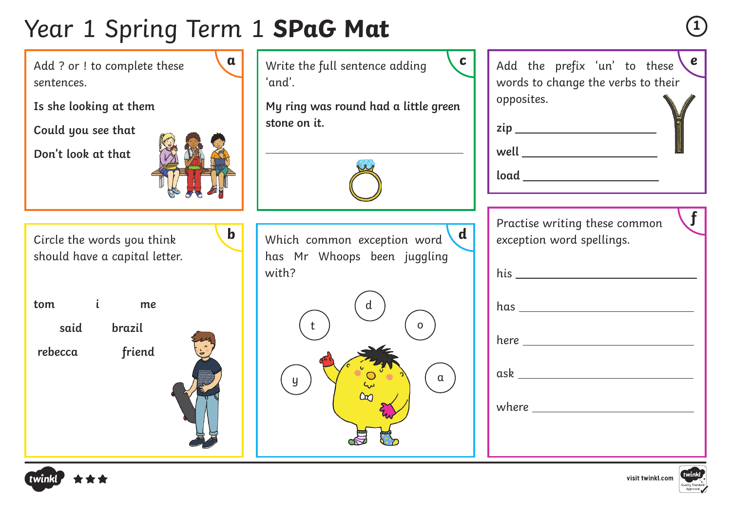# Year 1 Spring Term 1 **SPaG Mat**

## a

Add ? or ! to complete these sentences.

**Is she looking at them**

**Could you see that**

**Don't look at that**

## b

Circle the words you think should have a capital letter.

**tom** **i** **me**

**said** **brazil**

**rebecca** **friend**

## c

Write the full sentence adding 'and'.

**My ring was round had a little green stone on it.**

_______________________________________________

## d

Which common exception word has Mr Whoops been juggling with?

d t o y a

## e

Add the prefix 'un' to these words to change the verbs to their opposites.

**zip** ______________________

**well** ______________________

**load** ______________________

## f

Practise writing these common exception word spellings.

his ______________________

has ______________________

here ______________________

ask ______________________

where ______________________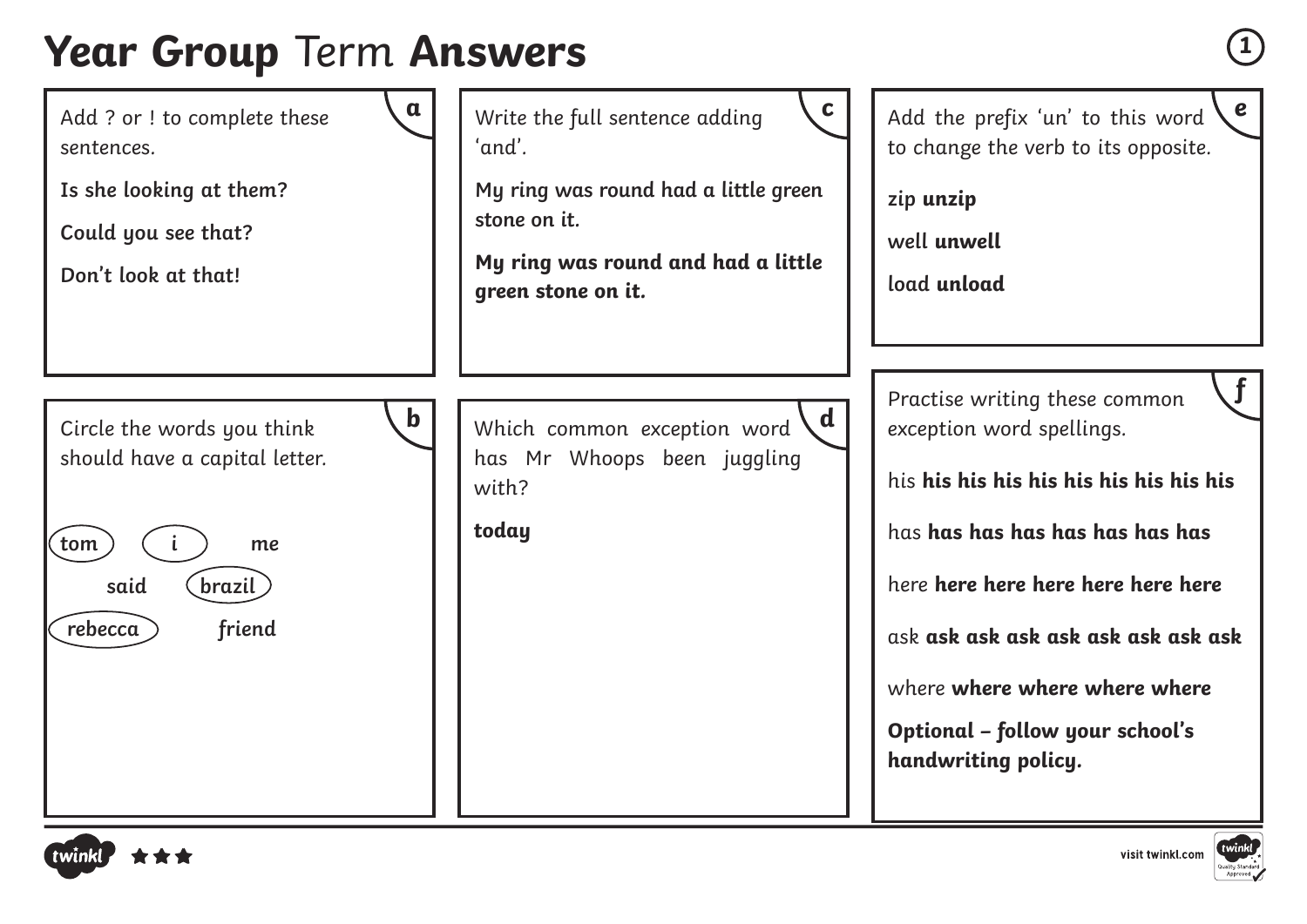# **Year Group** Term **Answers**

**a**

Add ? or ! to complete these sentences.

**Is she looking at them?**

**Could you see that?**

**Don't look at that!**

**b**

Circle the words you think should have a capital letter.

**tom** (circled) **i** (circled) **me**

**said** **brazil** (circled)

**rebecca** (circled) **friend**

**c**

Write the full sentence adding 'and'.

**My ring was round had a little green stone on it.**

**My ring was round and had a little green stone on it.**

**d**

Which common exception word has Mr Whoops been juggling with?

**today**

**e**

Add the prefix 'un' to this word to change the verb to its opposite.

zip **unzip**

well **unwell**

load **unload**

**f**

Practise writing these common exception word spellings.

his **his his his his his his his his his**

has **has has has has has has has**

here **here here here here here here**

ask **ask ask ask ask ask ask ask ask**

where **where where where where**

**Optional – follow your school's handwriting policy.**